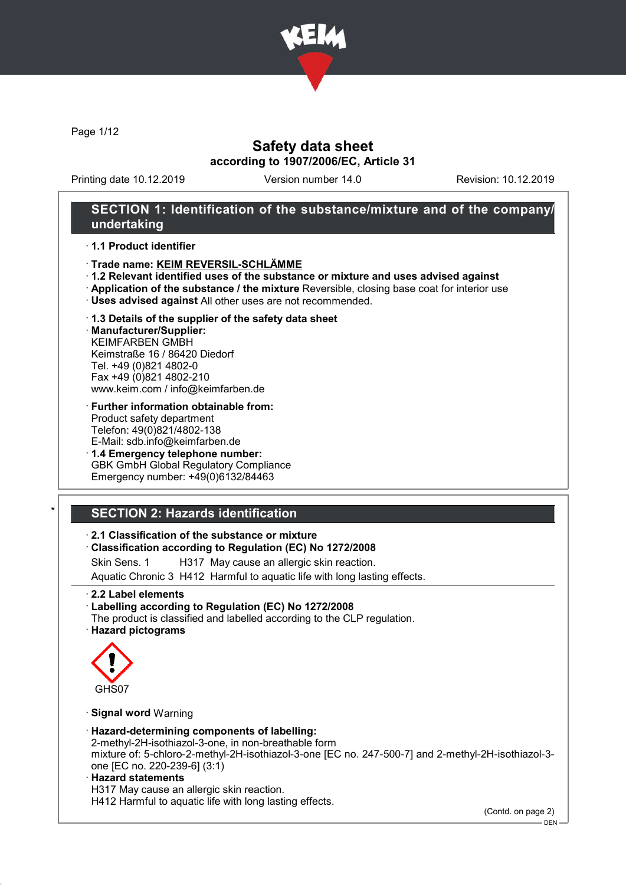# Safety data sheet

**according to 1907/2006/EC, Article 31**

Printing date 10.12.2019 Version number 14.0 Revision: 10.12.2019

## SECTION 1: Identification of the substance/mixture and of the company/undertaking

· **1.1 Product identifier**

· **Trade name: KEIM REVERSIL-SCHLÄMME**

· **1.2 Relevant identified uses of the substance or mixture and uses advised against**

· **Application of the substance / the mixture** Reversible, closing base coat for interior use

· **Uses advised against** All other uses are not recommended.

· **1.3 Details of the supplier of the safety data sheet**

· **Manufacturer/Supplier:**
KEIMFARBEN GMBH
Keimstraße 16 / 86420 Diedorf
Tel. +49 (0)821 4802-0
Fax +49 (0)821 4802-210
www.keim.com / info@keimfarben.de

· **Further information obtainable from:**
Product safety department
Telefon: 49(0)821/4802-138
E-Mail: sdb.info@keimfarben.de

· **1.4 Emergency telephone number:**
GBK GmbH Global Regulatory Compliance
Emergency number: +49(0)6132/84463

## * SECTION 2: Hazards identification

· **2.1 Classification of the substance or mixture**

· **Classification according to Regulation (EC) No 1272/2008**

Skin Sens. 1 H317 May cause an allergic skin reaction.

Aquatic Chronic 3 H412 Harmful to aquatic life with long lasting effects.

· **2.2 Label elements**

· **Labelling according to Regulation (EC) No 1272/2008**
The product is classified and labelled according to the CLP regulation.

· **Hazard pictograms**

GHS07

· **Signal word** Warning

· **Hazard-determining components of labelling:**
2-methyl-2H-isothiazol-3-one, in non-breathable form
mixture of: 5-chloro-2-methyl-2H-isothiazol-3-one [EC no. 247-500-7] and 2-methyl-2H-isothiazol-3-one [EC no. 220-239-6] (3:1)

· **Hazard statements**
H317 May cause an allergic skin reaction.
H412 Harmful to aquatic life with long lasting effects.

(Contd. on page 2)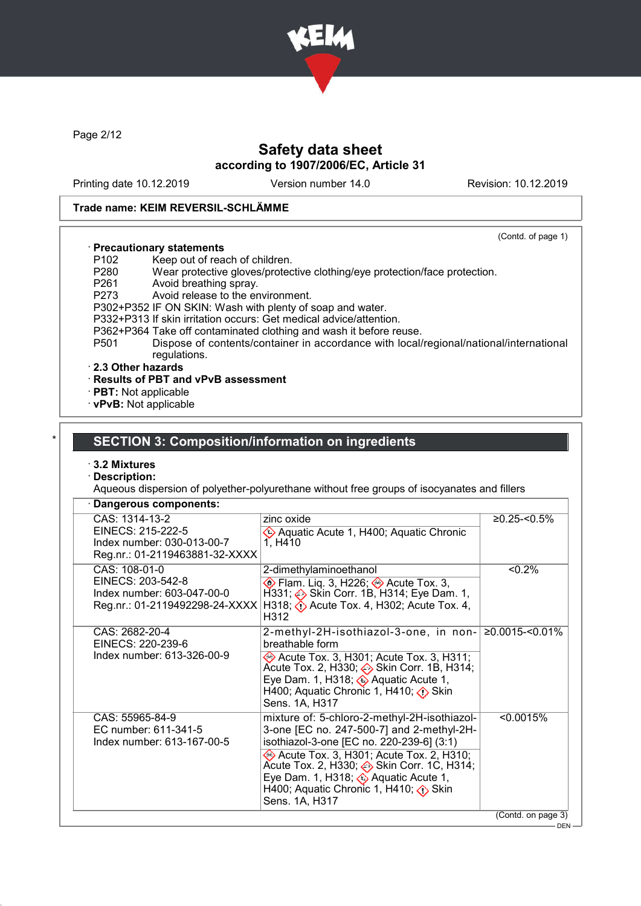Safety data sheet
according to 1907/2006/EC, Article 31

Printing date 10.12.2019 | Version number 14.0 | Revision: 10.12.2019

**Trade name: KEIM REVERSIL-SCHLÄMME**

(Contd. of page 1)

· **Precautionary statements**

P102 Keep out of reach of children.
P280 Wear protective gloves/protective clothing/eye protection/face protection.
P261 Avoid breathing spray.
P273 Avoid release to the environment.
P302+P352 IF ON SKIN: Wash with plenty of soap and water.
P332+P313 If skin irritation occurs: Get medical advice/attention.
P362+P364 Take off contaminated clothing and wash it before reuse.
P501 Dispose of contents/container in accordance with local/regional/national/international regulations.

· **2.3 Other hazards**

· **Results of PBT and vPvB assessment**

· **PBT:** Not applicable

· **vPvB:** Not applicable

## SECTION 3: Composition/information on ingredients

· **3.2 Mixtures**

· **Description:**

Aqueous dispersion of polyether-polyurethane without free groups of isocyanates and fillers

· **Dangerous components:**

| Identifiers | Name / Classification | Concentration |
|---|---|---|
| CAS: 1314-13-2<br>EINECS: 215-222-5<br>Index number: 030-013-00-7<br>Reg.nr.: 01-2119463881-32-XXXX | zinc oxide<br>Aquatic Acute 1, H400; Aquatic Chronic 1, H410 | ≥0.25-<0.5% |
| CAS: 108-01-0<br>EINECS: 203-542-8<br>Index number: 603-047-00-0<br>Reg.nr.: 01-2119492298-24-XXXX | 2-dimethylaminoethanol<br>Flam. Liq. 3, H226; Acute Tox. 3, H331; Skin Corr. 1B, H314; Eye Dam. 1, H318; Acute Tox. 4, H302; Acute Tox. 4, H312 | <0.2% |
| CAS: 2682-20-4<br>EINECS: 220-239-6<br>Index number: 613-326-00-9 | 2-methyl-2H-isothiazol-3-one, in non-breathable form<br>Acute Tox. 3, H301; Acute Tox. 3, H311; Acute Tox. 2, H330; Skin Corr. 1B, H314; Eye Dam. 1, H318; Aquatic Acute 1, H400; Aquatic Chronic 1, H410; Skin Sens. 1A, H317 | ≥0.0015-<0.01% |
| CAS: 55965-84-9<br>EC number: 611-341-5<br>Index number: 613-167-00-5 | mixture of: 5-chloro-2-methyl-2H-isothiazol-3-one [EC no. 247-500-7] and 2-methyl-2H-isothiazol-3-one [EC no. 220-239-6] (3:1)<br>Acute Tox. 3, H301; Acute Tox. 2, H310; Acute Tox. 2, H330; Skin Corr. 1C, H314; Eye Dam. 1, H318; Aquatic Acute 1, H400; Aquatic Chronic 1, H410; Skin Sens. 1A, H317 | <0.0015% |

(Contd. on page 3)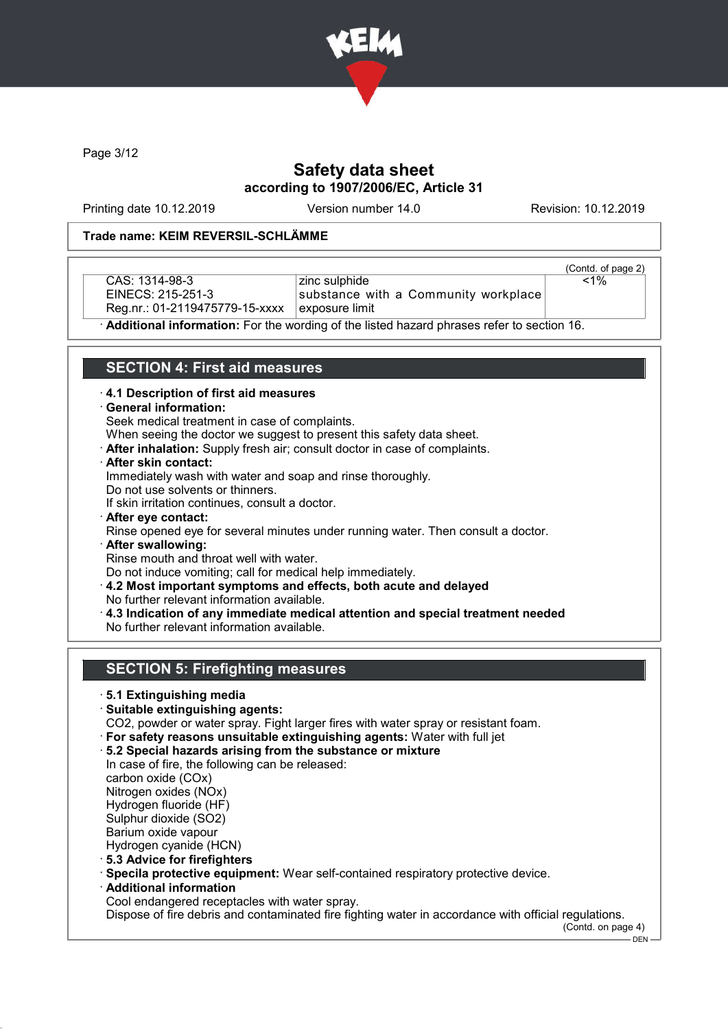Trade name: KEIM REVERSIL-SCHLÄMME

(Contd. of page 2)

| | | |
|---|---|---|
| CAS: 1314-98-3<br>EINECS: 215-251-3<br>Reg.nr.: 01-2119475779-15-xxxx | zinc sulphide<br>substance with a Community workplace exposure limit | <1% |

· **Additional information:** For the wording of the listed hazard phrases refer to section 16.

## SECTION 4: First aid measures

· **4.1 Description of first aid measures**
· **General information:**
Seek medical treatment in case of complaints.
When seeing the doctor we suggest to present this safety data sheet.
· **After inhalation:** Supply fresh air; consult doctor in case of complaints.
· **After skin contact:**
Immediately wash with water and soap and rinse thoroughly.
Do not use solvents or thinners.
If skin irritation continues, consult a doctor.
· **After eye contact:**
Rinse opened eye for several minutes under running water. Then consult a doctor.
· **After swallowing:**
Rinse mouth and throat well with water.
Do not induce vomiting; call for medical help immediately.
· **4.2 Most important symptoms and effects, both acute and delayed**
No further relevant information available.
· **4.3 Indication of any immediate medical attention and special treatment needed**
No further relevant information available.

## SECTION 5: Firefighting measures

· **5.1 Extinguishing media**
· **Suitable extinguishing agents:**
CO2, powder or water spray. Fight larger fires with water spray or resistant foam.
· **For safety reasons unsuitable extinguishing agents:** Water with full jet
· **5.2 Special hazards arising from the substance or mixture**
In case of fire, the following can be released:
carbon oxide ($CO_x$)
Nitrogen oxides ($NO_x$)
Hydrogen fluoride (HF)
Sulphur dioxide ($SO_2$)
Barium oxide vapour
Hydrogen cyanide (HCN)
· **5.3 Advice for firefighters**
· **Specila protective equipment:** Wear self-contained respiratory protective device.
· **Additional information**
Cool endangered receptacles with water spray.
Dispose of fire debris and contaminated fire fighting water in accordance with official regulations.

(Contd. on page 4)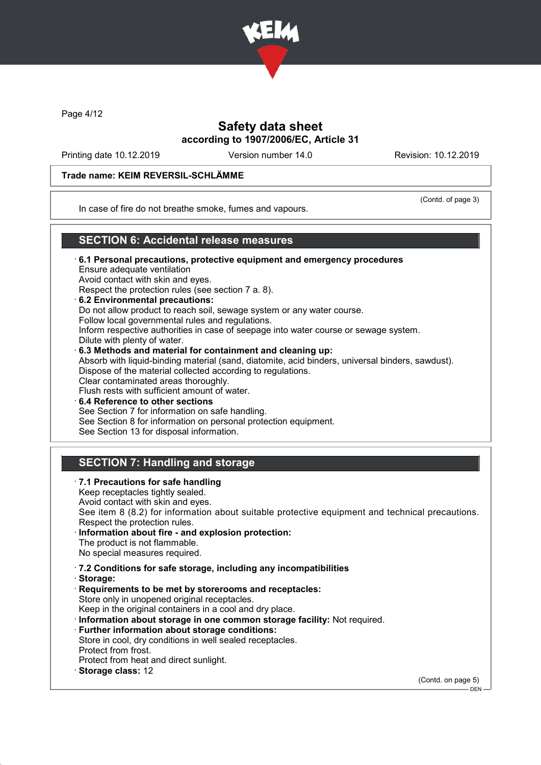Trade name: KEIM REVERSIL-SCHLÄMME

(Contd. of page 3)

In case of fire do not breathe smoke, fumes and vapours.

## SECTION 6: Accidental release measures

· **6.1 Personal precautions, protective equipment and emergency procedures**
Ensure adequate ventilation
Avoid contact with skin and eyes.
Respect the protection rules (see section 7 a. 8).

· **6.2 Environmental precautions:**
Do not allow product to reach soil, sewage system or any water course.
Follow local governmental rules and regulations.
Inform respective authorities in case of seepage into water course or sewage system.
Dilute with plenty of water.

· **6.3 Methods and material for containment and cleaning up:**
Absorb with liquid-binding material (sand, diatomite, acid binders, universal binders, sawdust).
Dispose of the material collected according to regulations.
Clear contaminated areas thoroughly.
Flush rests with sufficient amount of water.

· **6.4 Reference to other sections**
See Section 7 for information on safe handling.
See Section 8 for information on personal protection equipment.
See Section 13 for disposal information.

## SECTION 7: Handling and storage

· **7.1 Precautions for safe handling**
Keep receptacles tightly sealed.
Avoid contact with skin and eyes.
See item 8 (8.2) for information about suitable protective equipment and technical precautions.
Respect the protection rules.

· **Information about fire - and explosion protection:**
The product is not flammable.
No special measures required.

· **7.2 Conditions for safe storage, including any incompatibilities**

· **Storage:**

· **Requirements to be met by storerooms and receptacles:**
Store only in unopened original receptacles.
Keep in the original containers in a cool and dry place.

· **Information about storage in one common storage facility:** Not required.

· **Further information about storage conditions:**
Store in cool, dry conditions in well sealed receptacles.
Protect from frost.
Protect from heat and direct sunlight.

· **Storage class:** 12

(Contd. on page 5)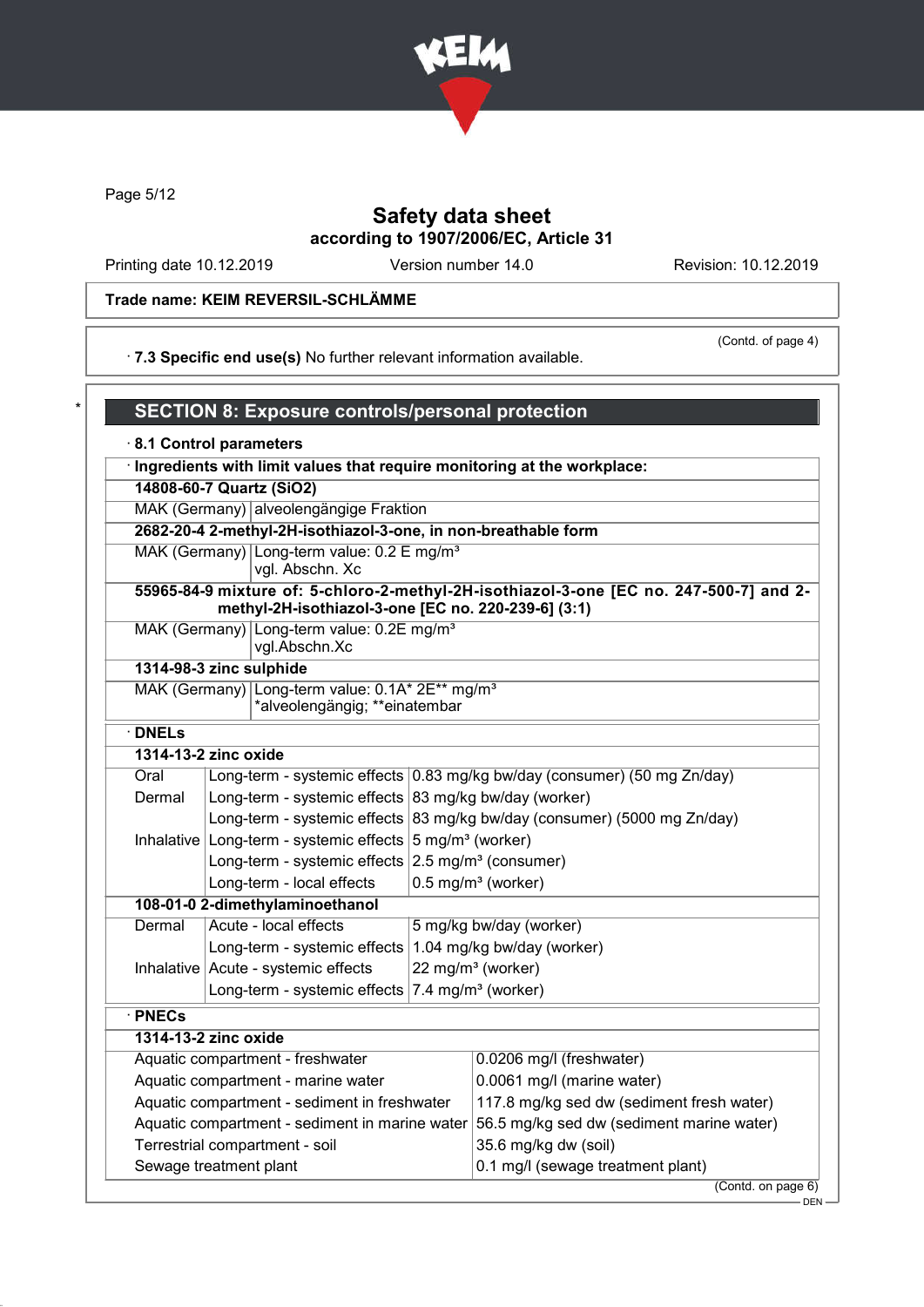Safety data sheet
according to 1907/2006/EC, Article 31

Printing date 10.12.2019 | Version number 14.0 | Revision: 10.12.2019

**Trade name: KEIM REVERSIL-SCHLÄMME**

(Contd. of page 4)

· **7.3 Specific end use(s)** No further relevant information available.

## SECTION 8: Exposure controls/personal protection

· **8.1 Control parameters**

· **Ingredients with limit values that require monitoring at the workplace:**

| | |
|---|---|
| **14808-60-7 Quartz ($SiO_2$)** | |
| MAK (Germany) | alveolengängige Fraktion |
| **2682-20-4 2-methyl-2H-isothiazol-3-one, in non-breathable form** | |
| MAK (Germany) | Long-term value: 0.2 E mg/m³<br>vgl. Abschn. Xc |
| **55965-84-9 mixture of: 5-chloro-2-methyl-2H-isothiazol-3-one [EC no. 247-500-7] and 2-methyl-2H-isothiazol-3-one [EC no. 220-239-6] (3:1)** | |
| MAK (Germany) | Long-term value: 0.2E mg/m³<br>vgl.Abschn.Xc |
| **1314-98-3 zinc sulphide** | |
| MAK (Germany) | Long-term value: 0.1A* 2E** mg/m³<br>*alveolengängig; **einatembar |

· **DNELs**

| | | |
|---|---|---|
| **1314-13-2 zinc oxide** | | |
| Oral | Long-term - systemic effects | 0.83 mg/kg bw/day (consumer) (50 mg Zn/day) |
| Dermal | Long-term - systemic effects | 83 mg/kg bw/day (worker) |
| | Long-term - systemic effects | 83 mg/kg bw/day (consumer) (5000 mg Zn/day) |
| Inhalative | Long-term - systemic effects | 5 mg/m³ (worker) |
| | Long-term - systemic effects | 2.5 mg/m³ (consumer) |
| | Long-term - local effects | 0.5 mg/m³ (worker) |
| **108-01-0 2-dimethylaminoethanol** | | |
| Dermal | Acute - local effects | 5 mg/kg bw/day (worker) |
| | Long-term - systemic effects | 1.04 mg/kg bw/day (worker) |
| Inhalative | Acute - systemic effects | 22 mg/m³ (worker) |
| | Long-term - systemic effects | 7.4 mg/m³ (worker) |

· **PNECs**

| | |
|---|---|
| **1314-13-2 zinc oxide** | |
| Aquatic compartment - freshwater | 0.0206 mg/l (freshwater) |
| Aquatic compartment - marine water | 0.0061 mg/l (marine water) |
| Aquatic compartment - sediment in freshwater | 117.8 mg/kg sed dw (sediment fresh water) |
| Aquatic compartment - sediment in marine water | 56.5 mg/kg sed dw (sediment marine water) |
| Terrestrial compartment - soil | 35.6 mg/kg dw (soil) |
| Sewage treatment plant | 0.1 mg/l (sewage treatment plant) |

(Contd. on page 6)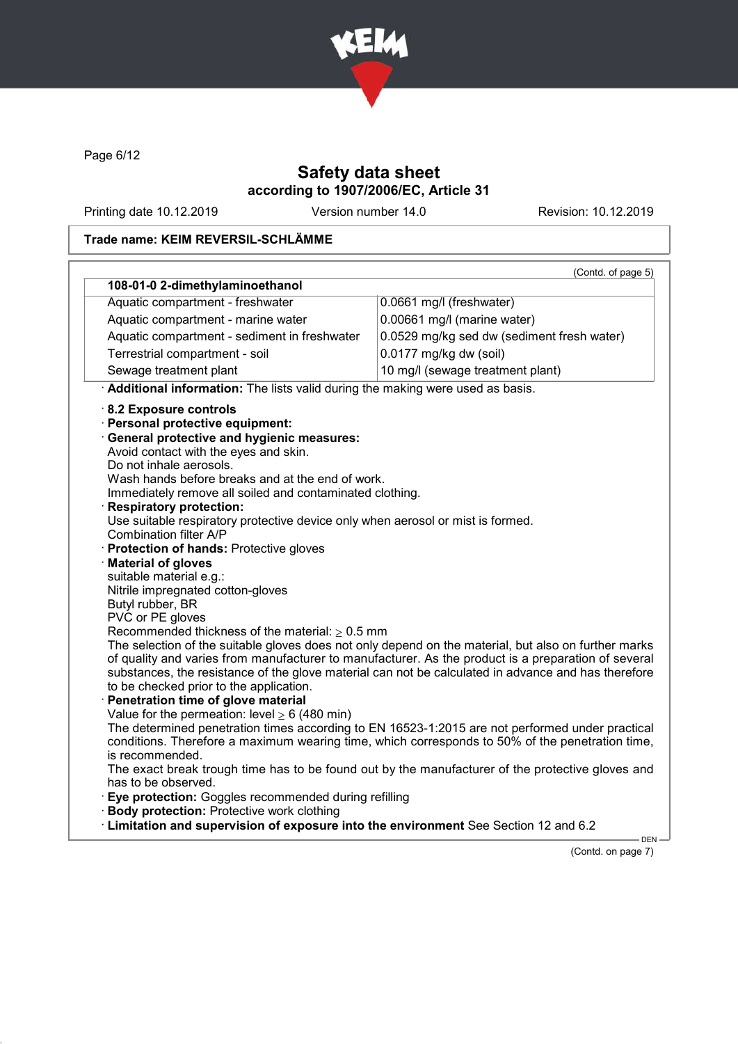Safety data sheet
according to 1907/2006/EC, Article 31

Printing date 10.12.2019 Version number 14.0 Revision: 10.12.2019

**Trade name: KEIM REVERSIL-SCHLÄMME**

(Contd. of page 5)

| 108-01-0 2-dimethylaminoethanol | |
|---|---|
| Aquatic compartment - freshwater | 0.0661 mg/l (freshwater) |
| Aquatic compartment - marine water | 0.00661 mg/l (marine water) |
| Aquatic compartment - sediment in freshwater | 0.0529 mg/kg sed dw (sediment fresh water) |
| Terrestrial compartment - soil | 0.0177 mg/kg dw (soil) |
| Sewage treatment plant | 10 mg/l (sewage treatment plant) |

· **Additional information:** The lists valid during the making were used as basis.

· **8.2 Exposure controls**
· **Personal protective equipment:**
· **General protective and hygienic measures:**
Avoid contact with the eyes and skin.
Do not inhale aerosols.
Wash hands before breaks and at the end of work.
Immediately remove all soiled and contaminated clothing.
· **Respiratory protection:**
Use suitable respiratory protective device only when aerosol or mist is formed.
Combination filter A/P
· **Protection of hands:** Protective gloves
· **Material of gloves**
suitable material e.g.:
Nitrile impregnated cotton-gloves
Butyl rubber, BR
PVC or PE gloves
Recommended thickness of the material: ≥ 0.5 mm
The selection of the suitable gloves does not only depend on the material, but also on further marks of quality and varies from manufacturer to manufacturer. As the product is a preparation of several substances, the resistance of the glove material can not be calculated in advance and has therefore to be checked prior to the application.
· **Penetration time of glove material**
Value for the permeation: level ≥ 6 (480 min)
The determined penetration times according to EN 16523-1:2015 are not performed under practical conditions. Therefore a maximum wearing time, which corresponds to 50% of the penetration time, is recommended.
The exact break trough time has to be found out by the manufacturer of the protective gloves and has to be observed.
· **Eye protection:** Goggles recommended during refilling
· **Body protection:** Protective work clothing
· **Limitation and supervision of exposure into the environment** See Section 12 and 6.2

(Contd. on page 7)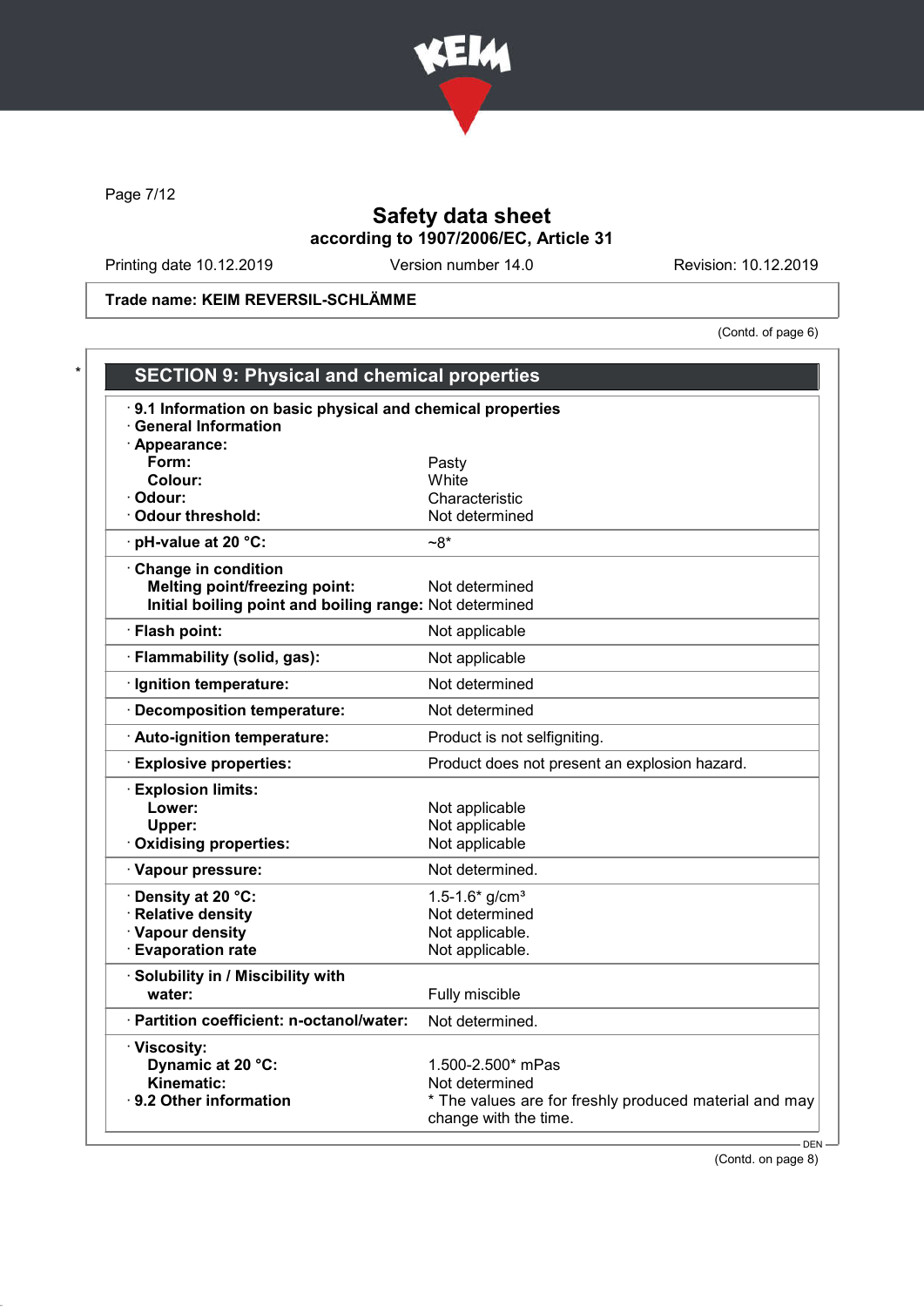Safety data sheet
according to 1907/2006/EC, Article 31

Printing date 10.12.2019 Version number 14.0 Revision: 10.12.2019

Trade name: KEIM REVERSIL-SCHLÄMME

(Contd. of page 6)

## SECTION 9: Physical and chemical properties

| Property | Value |
|---|---|
| **· 9.1 Information on basic physical and chemical properties** | |
| **· General Information** | |
| **· Appearance:** | |
| **Form:** | Pasty |
| **Colour:** | White |
| **· Odour:** | Characteristic |
| **· Odour threshold:** | Not determined |
| **· pH-value at 20 °C:** | ~8* |
| **· Change in condition** | |
| **Melting point/freezing point:** | Not determined |
| **Initial boiling point and boiling range:** | Not determined |
| **· Flash point:** | Not applicable |
| **· Flammability (solid, gas):** | Not applicable |
| **· Ignition temperature:** | Not determined |
| **· Decomposition temperature:** | Not determined |
| **· Auto-ignition temperature:** | Product is not selfigniting. |
| **· Explosive properties:** | Product does not present an explosion hazard. |
| **· Explosion limits:** | |
| **Lower:** | Not applicable |
| **Upper:** | Not applicable |
| **· Oxidising properties:** | Not applicable |
| **· Vapour pressure:** | Not determined. |
| **· Density at 20 °C:** | 1.5-1.6* g/cm³ |
| **· Relative density** | Not determined |
| **· Vapour density** | Not applicable. |
| **· Evaporation rate** | Not applicable. |
| **· Solubility in / Miscibility with water:** | Fully miscible |
| **· Partition coefficient: n-octanol/water:** | Not determined. |
| **· Viscosity:** | |
| **Dynamic at 20 °C:** | 1.500-2.500* mPas |
| **Kinematic:** | Not determined |
| **· 9.2 Other information** | * The values are for freshly produced material and may change with the time. |

(Contd. on page 8)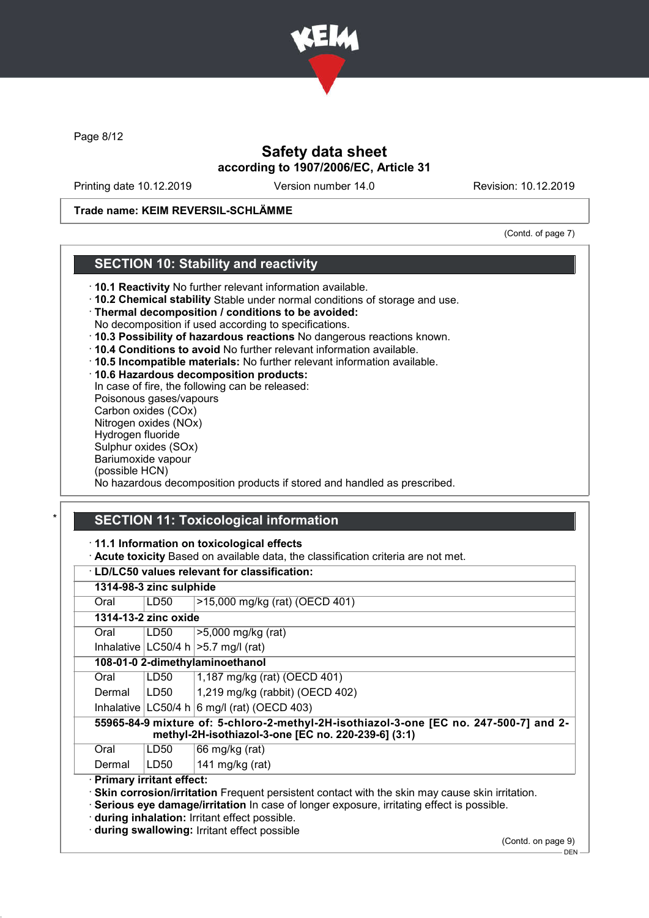Trade name: KEIM REVERSIL-SCHLÄMME

(Contd. of page 7)

## SECTION 10: Stability and reactivity

· **10.1 Reactivity** No further relevant information available.
· **10.2 Chemical stability** Stable under normal conditions of storage and use.
· **Thermal decomposition / conditions to be avoided:**
No decomposition if used according to specifications.
· **10.3 Possibility of hazardous reactions** No dangerous reactions known.
· **10.4 Conditions to avoid** No further relevant information available.
· **10.5 Incompatible materials:** No further relevant information available.
· **10.6 Hazardous decomposition products:**
In case of fire, the following can be released:
Poisonous gases/vapours
Carbon oxides (COx)
Nitrogen oxides (NOx)
Hydrogen fluoride
Sulphur oxides (SOx)
Bariumoxide vapour
(possible HCN)
No hazardous decomposition products if stored and handled as prescribed.

## SECTION 11: Toxicological information

· **11.1 Information on toxicological effects**
· **Acute toxicity** Based on available data, the classification criteria are not met.

| · **LD/LC50 values relevant for classification:** | | |
|---|---|---|
| **1314-98-3 zinc sulphide** | | |
| Oral | LD50 | >15,000 mg/kg (rat) (OECD 401) |
| **1314-13-2 zinc oxide** | | |
| Oral | LD50 | >5,000 mg/kg (rat) |
| Inhalative | LC50/4 h | >5.7 mg/l (rat) |
| **108-01-0 2-dimethylaminoethanol** | | |
| Oral | LD50 | 1,187 mg/kg (rat) (OECD 401) |
| Dermal | LD50 | 1,219 mg/kg (rabbit) (OECD 402) |
| Inhalative | LC50/4 h | 6 mg/l (rat) (OECD 403) |
| **55965-84-9 mixture of: 5-chloro-2-methyl-2H-isothiazol-3-one [EC no. 247-500-7] and 2-methyl-2H-isothiazol-3-one [EC no. 220-239-6] (3:1)** | | |
| Oral | LD50 | 66 mg/kg (rat) |
| Dermal | LD50 | 141 mg/kg (rat) |

· **Primary irritant effect:**
· **Skin corrosion/irritation** Frequent persistent contact with the skin may cause skin irritation.
· **Serious eye damage/irritation** In case of longer exposure, irritating effect is possible.
· **during inhalation:** Irritant effect possible.
· **during swallowing:** Irritant effect possible

(Contd. on page 9)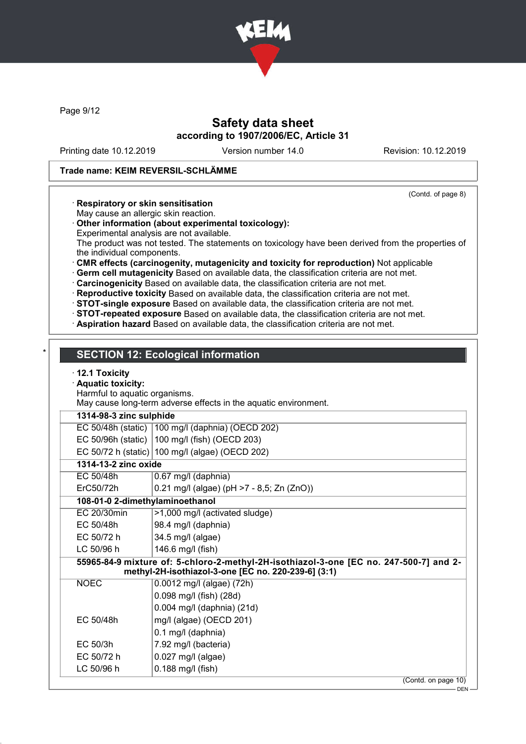Safety data sheet
according to 1907/2006/EC, Article 31

Printing date 10.12.2019 Version number 14.0 Revision: 10.12.2019

**Trade name: KEIM REVERSIL-SCHLÄMME**

(Contd. of page 8)

· **Respiratory or skin sensitisation**
May cause an allergic skin reaction.
· **Other information (about experimental toxicology):**
Experimental analysis are not available.
The product was not tested. The statements on toxicology have been derived from the properties of the individual components.
· **CMR effects (carcinogenity, mutagenicity and toxicity for reproduction)** Not applicable
· **Germ cell mutagenicity** Based on available data, the classification criteria are not met.
· **Carcinogenicity** Based on available data, the classification criteria are not met.
· **Reproductive toxicity** Based on available data, the classification criteria are not met.
· **STOT-single exposure** Based on available data, the classification criteria are not met.
· **STOT-repeated exposure** Based on available data, the classification criteria are not met.
· **Aspiration hazard** Based on available data, the classification criteria are not met.

## SECTION 12: Ecological information

· **12.1 Toxicity**
· **Aquatic toxicity:**
Harmful to aquatic organisms.
May cause long-term adverse effects in the aquatic environment.

| **1314-98-3 zinc sulphide** | |
|---|---|
| EC 50/48h (static) | 100 mg/l (daphnia) (OECD 202) |
| EC 50/96h (static) | 100 mg/l (fish) (OECD 203) |
| EC 50/72 h (static) | 100 mg/l (algae) (OECD 202) |
| **1314-13-2 zinc oxide** | |
| EC 50/48h | 0.67 mg/l (daphnia) |
| ErC50/72h | 0.21 mg/l (algae) (pH >7 - 8,5; Zn (ZnO)) |
| **108-01-0 2-dimethylaminoethanol** | |
| EC 20/30min | >1,000 mg/l (activated sludge) |
| EC 50/48h | 98.4 mg/l (daphnia) |
| EC 50/72 h | 34.5 mg/l (algae) |
| LC 50/96 h | 146.6 mg/l (fish) |
| **55965-84-9 mixture of: 5-chloro-2-methyl-2H-isothiazol-3-one [EC no. 247-500-7] and 2-methyl-2H-isothiazol-3-one [EC no. 220-239-6] (3:1)** | |
| NOEC | 0.0012 mg/l (algae) (72h) |
| | 0.098 mg/l (fish) (28d) |
| | 0.004 mg/l (daphnia) (21d) |
| EC 50/48h | mg/l (algae) (OECD 201) |
| | 0.1 mg/l (daphnia) |
| EC 50/3h | 7.92 mg/l (bacteria) |
| EC 50/72 h | 0.027 mg/l (algae) |
| LC 50/96 h | 0.188 mg/l (fish) |

(Contd. on page 10)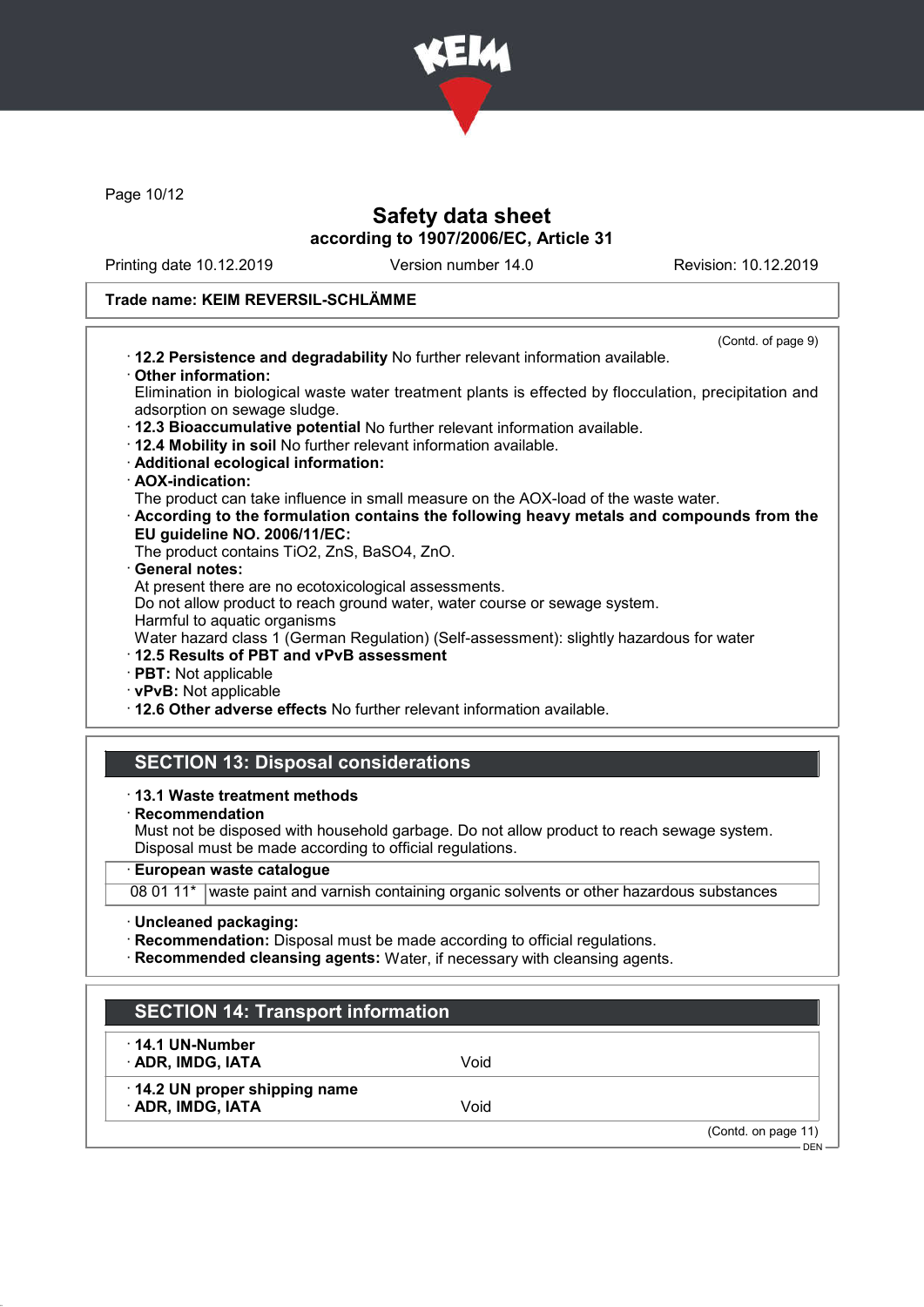# Safety data sheet

**according to 1907/2006/EC, Article 31**

Printing date 10.12.2019 | Version number 14.0 | Revision: 10.12.2019

**Trade name: KEIM REVERSIL-SCHLÄMME**

(Contd. of page 9)

- **12.2 Persistence and degradability** No further relevant information available.
- **Other information:**
  Elimination in biological waste water treatment plants is effected by flocculation, precipitation and adsorption on sewage sludge.
- **12.3 Bioaccumulative potential** No further relevant information available.
- **12.4 Mobility in soil** No further relevant information available.
- **Additional ecological information:**
- **AOX-indication:**
  The product can take influence in small measure on the AOX-load of the waste water.
- **According to the formulation contains the following heavy metals and compounds from the EU guideline NO. 2006/11/EC:**
  The product contains $TiO_2$, ZnS, $BaSO_4$, ZnO.
- **General notes:**
  At present there are no ecotoxicological assessments.
  Do not allow product to reach ground water, water course or sewage system.
  Harmful to aquatic organisms
  Water hazard class 1 (German Regulation) (Self-assessment): slightly hazardous for water
- **12.5 Results of PBT and vPvB assessment**
- **PBT:** Not applicable
- **vPvB:** Not applicable
- **12.6 Other adverse effects** No further relevant information available.

## SECTION 13: Disposal considerations

- **13.1 Waste treatment methods**
- **Recommendation**
  Must not be disposed with household garbage. Do not allow product to reach sewage system.
  Disposal must be made according to official regulations.

| · European waste catalogue | |
|---|---|
| 08 01 11* | waste paint and varnish containing organic solvents or other hazardous substances |

- **Uncleaned packaging:**
- **Recommendation:** Disposal must be made according to official regulations.
- **Recommended cleansing agents:** Water, if necessary with cleansing agents.

## SECTION 14: Transport information

| | |
|---|---|
| · **14.1 UN-Number** | |
| · **ADR, IMDG, IATA** | Void |
| · **14.2 UN proper shipping name** | |
| · **ADR, IMDG, IATA** | Void |

(Contd. on page 11)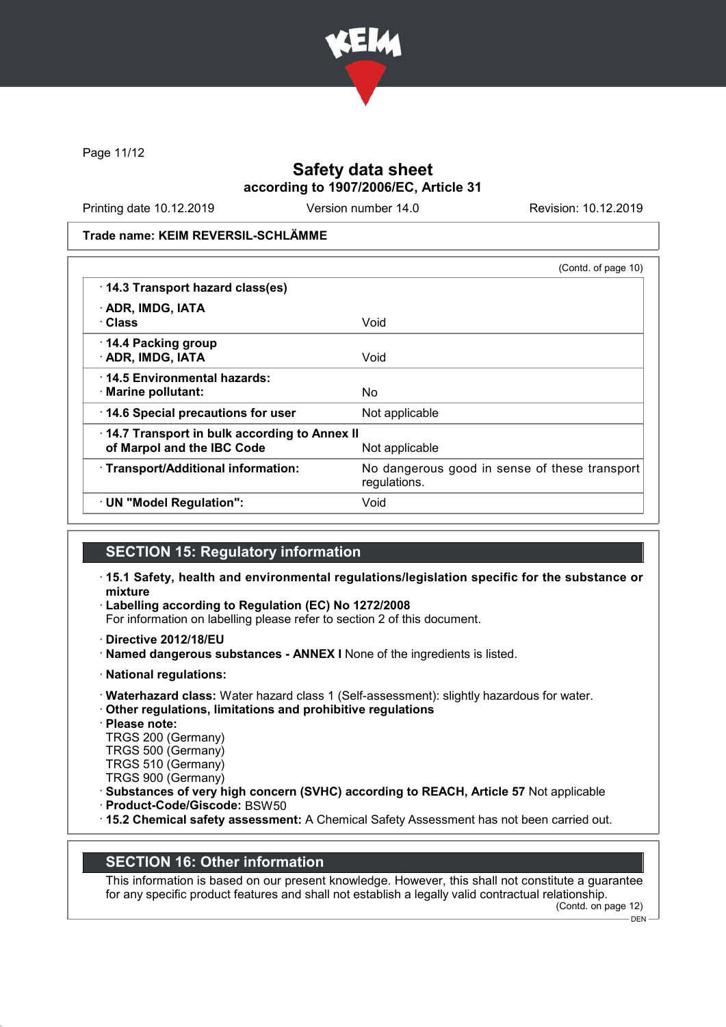# Safety data sheet

**according to 1907/2006/EC, Article 31**

Printing date 10.12.2019 | Version number 14.0 | Revision: 10.12.2019

**Trade name: KEIM REVERSIL-SCHLÄMME**

(Contd. of page 10)

| | |
|---|---|
| · **14.3 Transport hazard class(es)** | |
| · **ADR, IMDG, IATA** | |
| · **Class** | Void |
| · **14.4 Packing group** | |
| · **ADR, IMDG, IATA** | Void |
| · **14.5 Environmental hazards:** | |
| · **Marine pollutant:** | No |
| · **14.6 Special precautions for user** | Not applicable |
| · **14.7 Transport in bulk according to Annex II of Marpol and the IBC Code** | Not applicable |
| · **Transport/Additional information:** | No dangerous good in sense of these transport regulations. |
| · **UN "Model Regulation":** | Void |

## SECTION 15: Regulatory information

· **15.1 Safety, health and environmental regulations/legislation specific for the substance or mixture**

· **Labelling according to Regulation (EC) No 1272/2008**

For information on labelling please refer to section 2 of this document.

· **Directive 2012/18/EU**

· **Named dangerous substances - ANNEX I** None of the ingredients is listed.

· **National regulations:**

· **Waterhazard class:** Water hazard class 1 (Self-assessment): slightly hazardous for water.

· **Other regulations, limitations and prohibitive regulations**

· **Please note:**

TRGS 200 (Germany)
TRGS 500 (Germany)
TRGS 510 (Germany)
TRGS 900 (Germany)

· **Substances of very high concern (SVHC) according to REACH, Article 57** Not applicable

· **Product-Code/Giscode:** BSW50

· **15.2 Chemical safety assessment:** A Chemical Safety Assessment has not been carried out.

## SECTION 16: Other information

This information is based on our present knowledge. However, this shall not constitute a guarantee for any specific product features and shall not establish a legally valid contractual relationship.

(Contd. on page 12)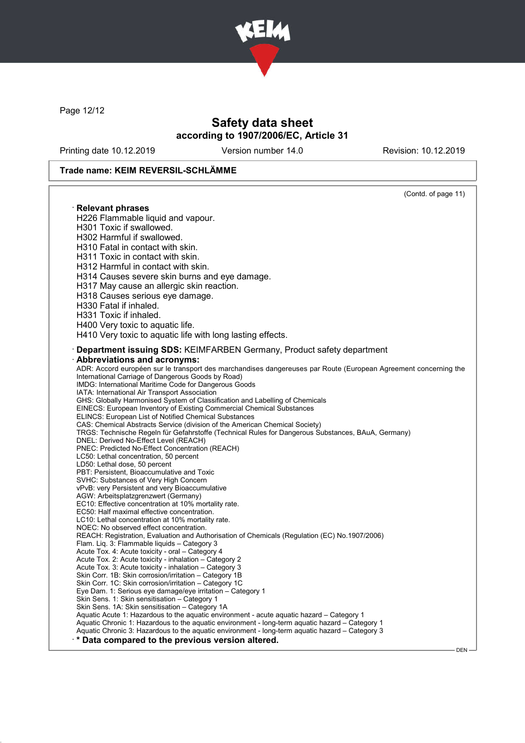# Safety data sheet
## according to 1907/2006/EC, Article 31

Printing date 10.12.2019 Version number 14.0 Revision: 10.12.2019

**Trade name: KEIM REVERSIL-SCHLÄMME**

(Contd. of page 11)

· **Relevant phrases**
H226 Flammable liquid and vapour.
H301 Toxic if swallowed.
H302 Harmful if swallowed.
H310 Fatal in contact with skin.
H311 Toxic in contact with skin.
H312 Harmful in contact with skin.
H314 Causes severe skin burns and eye damage.
H317 May cause an allergic skin reaction.
H318 Causes serious eye damage.
H330 Fatal if inhaled.
H331 Toxic if inhaled.
H400 Very toxic to aquatic life.
H410 Very toxic to aquatic life with long lasting effects.

· **Department issuing SDS:** KEIMFARBEN Germany, Product safety department
· **Abbreviations and acronyms:**
ADR: Accord européen sur le transport des marchandises dangereuses par Route (European Agreement concerning the International Carriage of Dangerous Goods by Road)
IMDG: International Maritime Code for Dangerous Goods
IATA: International Air Transport Association
GHS: Globally Harmonised System of Classification and Labelling of Chemicals
EINECS: European Inventory of Existing Commercial Chemical Substances
ELINCS: European List of Notified Chemical Substances
CAS: Chemical Abstracts Service (division of the American Chemical Society)
TRGS: Technische Regeln für Gefahrstoffe (Technical Rules for Dangerous Substances, BAuA, Germany)
DNEL: Derived No-Effect Level (REACH)
PNEC: Predicted No-Effect Concentration (REACH)
LC50: Lethal concentration, 50 percent
LD50: Lethal dose, 50 percent
PBT: Persistent, Bioaccumulative and Toxic
SVHC: Substances of Very High Concern
vPvB: very Persistent and very Bioaccumulative
AGW: Arbeitsplatzgrenzwert (Germany)
EC10: Effective concentration at 10% mortality rate.
EC50: Half maximal effective concentration.
LC10: Lethal concentration at 10% mortality rate.
NOEC: No observed effect concentration.
REACH: Registration, Evaluation and Authorisation of Chemicals (Regulation (EC) No.1907/2006)
Flam. Liq. 3: Flammable liquids – Category 3
Acute Tox. 4: Acute toxicity - oral – Category 4
Acute Tox. 2: Acute toxicity - inhalation – Category 2
Acute Tox. 3: Acute toxicity - inhalation – Category 3
Skin Corr. 1B: Skin corrosion/irritation – Category 1B
Skin Corr. 1C: Skin corrosion/irritation – Category 1C
Eye Dam. 1: Serious eye damage/eye irritation – Category 1
Skin Sens. 1: Skin sensitisation – Category 1
Skin Sens. 1A: Skin sensitisation – Category 1A
Aquatic Acute 1: Hazardous to the aquatic environment - acute aquatic hazard – Category 1
Aquatic Chronic 1: Hazardous to the aquatic environment - long-term aquatic hazard – Category 1
Aquatic Chronic 3: Hazardous to the aquatic environment - long-term aquatic hazard – Category 3
· **\* Data compared to the previous version altered.**

DEN